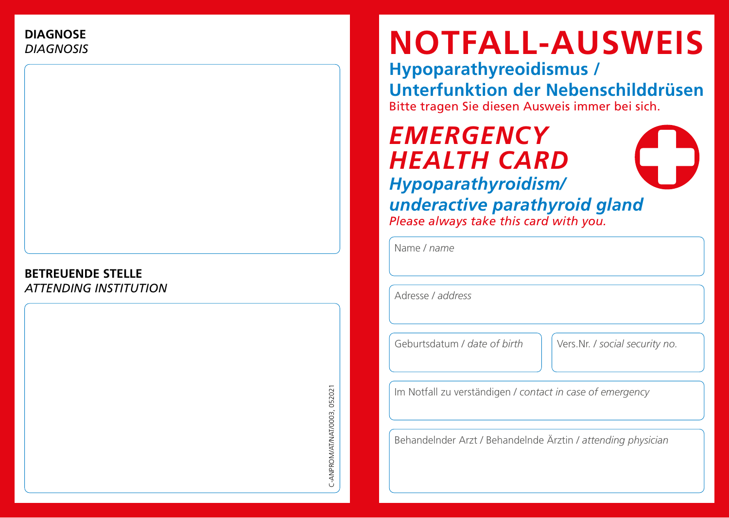**DIAGNOSE**
*DIAGNOSIS*

**BETREUENDE STELLE**
*ATTENDING INSTITUTION*

C-ANPROM/AT/NAT/0003, 052021

# NOTFALL-AUSWEIS

**Hypoparathyreoidismus / Unterfunktion der Nebenschilddrüsen**

Bitte tragen Sie diesen Ausweis immer bei sich.

# *EMERGENCY HEALTH CARD*

***Hypoparathyroidism/ underactive parathyroid gland***

*Please always take this card with you.*

Name / *name*

Adresse / *address*

Geburtsdatum / *date of birth*

Vers.Nr. / *social security no.*

Im Notfall zu verständigen / *contact in case of emergency*

Behandelnder Arzt / Behandelnde Ärztin / *attending physician*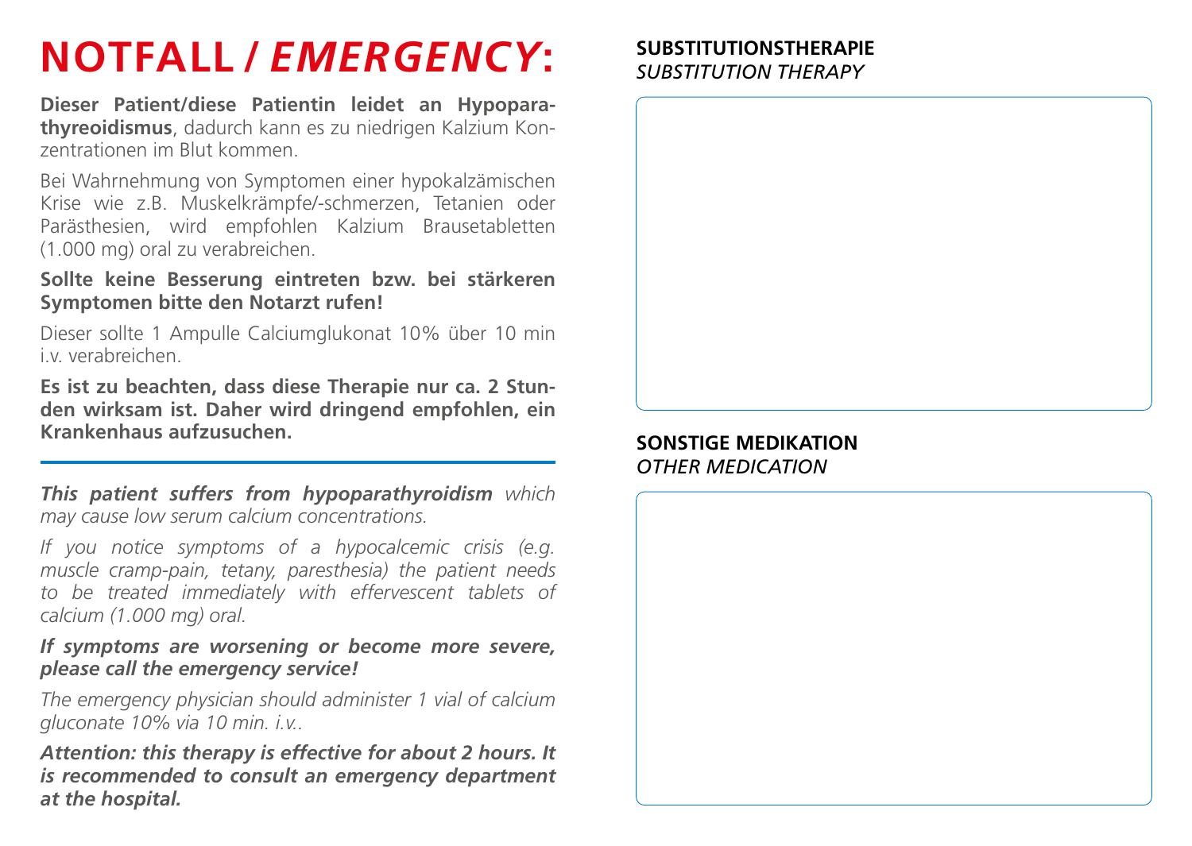# NOTFALL / *EMERGENCY*:

**Dieser Patient/diese Patientin leidet an Hypoparathyreoidismus**, dadurch kann es zu niedrigen Kalzium Konzentrationen im Blut kommen.

Bei Wahrnehmung von Symptomen einer hypokalzämischen Krise wie z.B. Muskelkrämpfe/-schmerzen, Tetanien oder Parästhesien, wird empfohlen Kalzium Brausetabletten (1.000 mg) oral zu verabreichen.

**Sollte keine Besserung eintreten bzw. bei stärkeren Symptomen bitte den Notarzt rufen!**

Dieser sollte 1 Ampulle Calciumglukonat 10% über 10 min i.v. verabreichen.

**Es ist zu beachten, dass diese Therapie nur ca. 2 Stunden wirksam ist. Daher wird dringend empfohlen, ein Krankenhaus aufzusuchen.**

---

***This patient suffers from hypoparathyroidism*** *which may cause low serum calcium concentrations.*

*If you notice symptoms of a hypocalcemic crisis (e.g. muscle cramp-pain, tetany, paresthesia) the patient needs to be treated immediately with effervescent tablets of calcium (1.000 mg) oral.*

***If symptoms are worsening or become more severe, please call the emergency service!***

*The emergency physician should administer 1 vial of calcium gluconate 10% via 10 min. i.v..*

***Attention: this therapy is effective for about 2 hours. It is recommended to consult an emergency department at the hospital.***

**SUBSTITUTIONSTHERAPIE**
*SUBSTITUTION THERAPY*

**SONSTIGE MEDIKATION**
*OTHER MEDICATION*